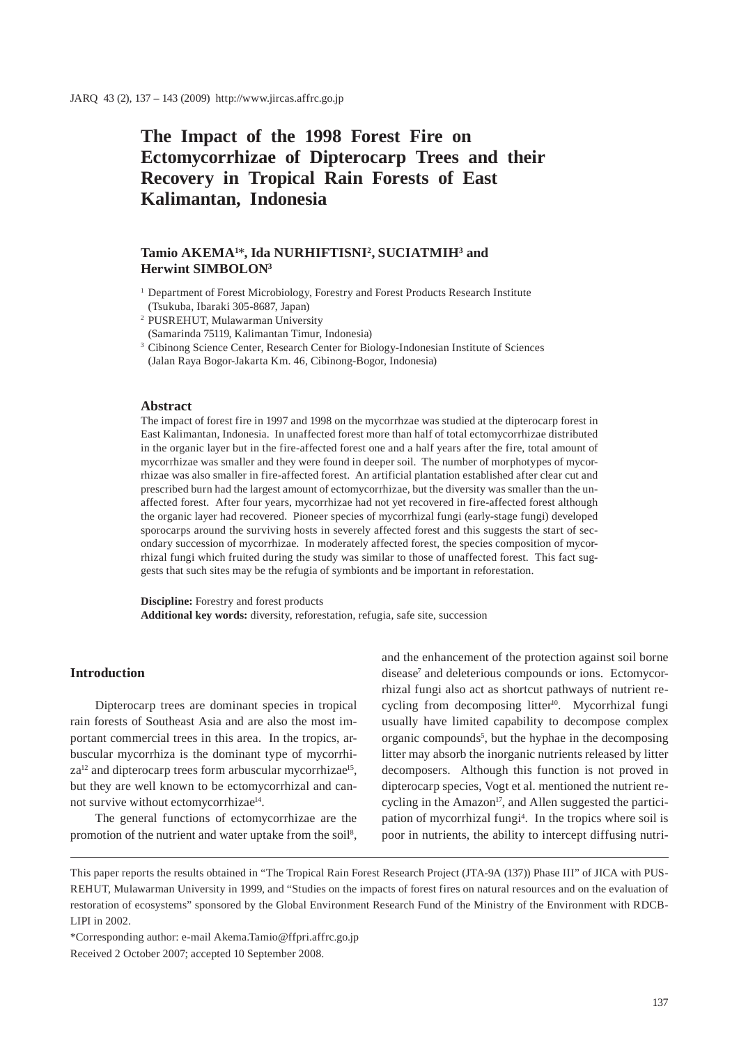# The Impact of the 1998 Forest Fire on Ectomycorrhizae of Dipterocarp Trees and their Recovery in Tropical Rain Forests of East Kalimantan, Indonesia

**Tamio AKEMA[1]\*, Ida NURHIFTISNI[2], SUCIATMIH[3] and Herwint SIMBOLON[3]**

[1] Department of Forest Microbiology, Forestry and Forest Products Research Institute (Tsukuba, Ibaraki 305-8687, Japan)

[2] PUSREHUT, Mulawarman University (Samarinda 75119, Kalimantan Timur, Indonesia)

[3] Cibinong Science Center, Research Center for Biology-Indonesian Institute of Sciences (Jalan Raya Bogor-Jakarta Km. 46, Cibinong-Bogor, Indonesia)

## Abstract

The impact of forest fire in 1997 and 1998 on the mycorrhzae was studied at the dipterocarp forest in East Kalimantan, Indonesia. In unaffected forest more than half of total ectomycorrhizae distributed in the organic layer but in the fire-affected forest one and a half years after the fire, total amount of mycorrhizae was smaller and they were found in deeper soil. The number of morphotypes of mycorrhizae was also smaller in fire-affected forest. An artificial plantation established after clear cut and prescribed burn had the largest amount of ectomycorrhizae, but the diversity was smaller than the unaffected forest. After four years, mycorrhizae had not yet recovered in fire-affected forest although the organic layer had recovered. Pioneer species of mycorrhizal fungi (early-stage fungi) developed sporocarps around the surviving hosts in severely affected forest and this suggests the start of secondary succession of mycorrhizae. In moderately affected forest, the species composition of mycorrhizal fungi which fruited during the study was similar to those of unaffected forest. This fact suggests that such sites may be the refugia of symbionts and be important in reforestation.

**Discipline:** Forestry and forest products

**Additional key words:** diversity, reforestation, refugia, safe site, succession

## Introduction

Dipterocarp trees are dominant species in tropical rain forests of Southeast Asia and are also the most important commercial trees in this area. In the tropics, arbuscular mycorrhiza is the dominant type of mycorrhiza[12] and dipterocarp trees form arbuscular mycorrhizae[15], but they are well known to be ectomycorrhizal and cannot survive without ectomycorrhizae[14].

The general functions of ectomycorrhizae are the promotion of the nutrient and water uptake from the soil[8], and the enhancement of the protection against soil borne disease[7] and deleterious compounds or ions. Ectomycorrhizal fungi also act as shortcut pathways of nutrient recycling from decomposing litter[10]. Mycorrhizal fungi usually have limited capability to decompose complex organic compounds[5], but the hyphae in the decomposing litter may absorb the inorganic nutrients released by litter decomposers. Although this function is not proved in dipterocarp species, Vogt et al. mentioned the nutrient recycling in the Amazon[17], and Allen suggested the participation of mycorrhizal fungi[4]. In the tropics where soil is poor in nutrients, the ability to intercept diffusing nutri-

---

This paper reports the results obtained in "The Tropical Rain Forest Research Project (JTA-9A (137)) Phase III" of JICA with PUSREHUT, Mulawarman University in 1999, and "Studies on the impacts of forest fires on natural resources and on the evaluation of restoration of ecosystems" sponsored by the Global Environment Research Fund of the Ministry of the Environment with RDCB-LIPI in 2002.

\*Corresponding author: e-mail Akema.Tamio@ffpri.affrc.go.jp

Received 2 October 2007; accepted 10 September 2008.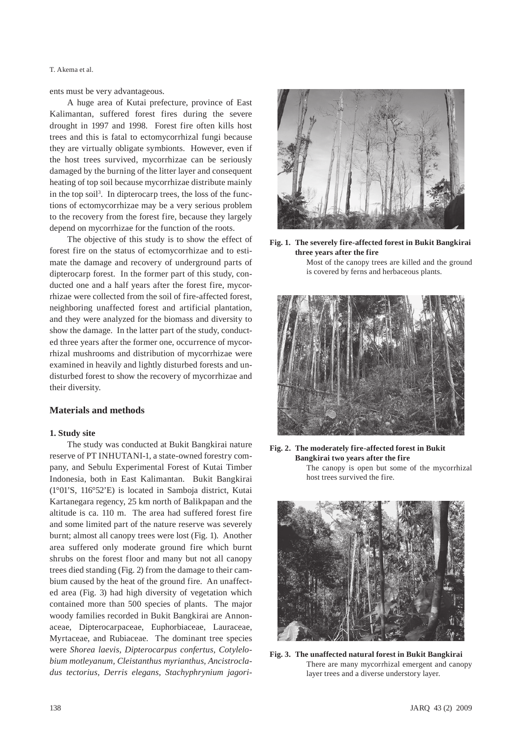ents must be very advantageous.

A huge area of Kutai prefecture, province of East Kalimantan, suffered forest fires during the severe drought in 1997 and 1998. Forest fire often kills host trees and this is fatal to ectomycorrhizal fungi because they are virtually obligate symbionts. However, even if the host trees survived, mycorrhizae can be seriously damaged by the burning of the litter layer and consequent heating of top soil because mycorrhizae distribute mainly in the top soil[3]. In dipterocarp trees, the loss of the functions of ectomycorrhizae may be a very serious problem to the recovery from the forest fire, because they largely depend on mycorrhizae for the function of the roots.

The objective of this study is to show the effect of forest fire on the status of ectomycorrhizae and to estimate the damage and recovery of underground parts of dipterocarp forest. In the former part of this study, conducted one and a half years after the forest fire, mycorrhizae were collected from the soil of fire-affected forest, neighboring unaffected forest and artificial plantation, and they were analyzed for the biomass and diversity to show the damage. In the latter part of the study, conducted three years after the former one, occurrence of mycorrhizal mushrooms and distribution of mycorrhizae were examined in heavily and lightly disturbed forests and undisturbed forest to show the recovery of mycorrhizae and their diversity.

## Materials and methods

### 1. Study site

The study was conducted at Bukit Bangkirai nature reserve of PT INHUTANI-1, a state-owned forestry company, and Sebulu Experimental Forest of Kutai Timber Indonesia, both in East Kalimantan. Bukit Bangkirai (1°01'S, 116°52'E) is located in Samboja district, Kutai Kartanegara regency, 25 km north of Balikpapan and the altitude is ca. 110 m. The area had suffered forest fire and some limited part of the nature reserve was severely burnt; almost all canopy trees were lost (Fig. 1). Another area suffered only moderate ground fire which burnt shrubs on the forest floor and many but not all canopy trees died standing (Fig. 2) from the damage to their cambium caused by the heat of the ground fire. An unaffected area (Fig. 3) had high diversity of vegetation which contained more than 500 species of plants. The major woody families recorded in Bukit Bangkirai are Annonaceae, Dipterocarpaceae, Euphorbiaceae, Lauraceae, Myrtaceae, and Rubiaceae. The dominant tree species were *Shorea laevis, Dipterocarpus confertus, Cotylelobium motleyanum, Cleistanthus myrianthus, Ancistrocladus tectorius, Derris elegans, Stachyphrynium jagori-*

**Fig. 1. The severely fire-affected forest in Bukit Bangkirai three years after the fire**
Most of the canopy trees are killed and the ground is covered by ferns and herbaceous plants.

**Fig. 2. The moderately fire-affected forest in Bukit Bangkirai two years after the fire**
The canopy is open but some of the mycorrhizal host trees survived the fire.

**Fig. 3. The unaffected natural forest in Bukit Bangkirai**
There are many mycorrhizal emergent and canopy layer trees and a diverse understory layer.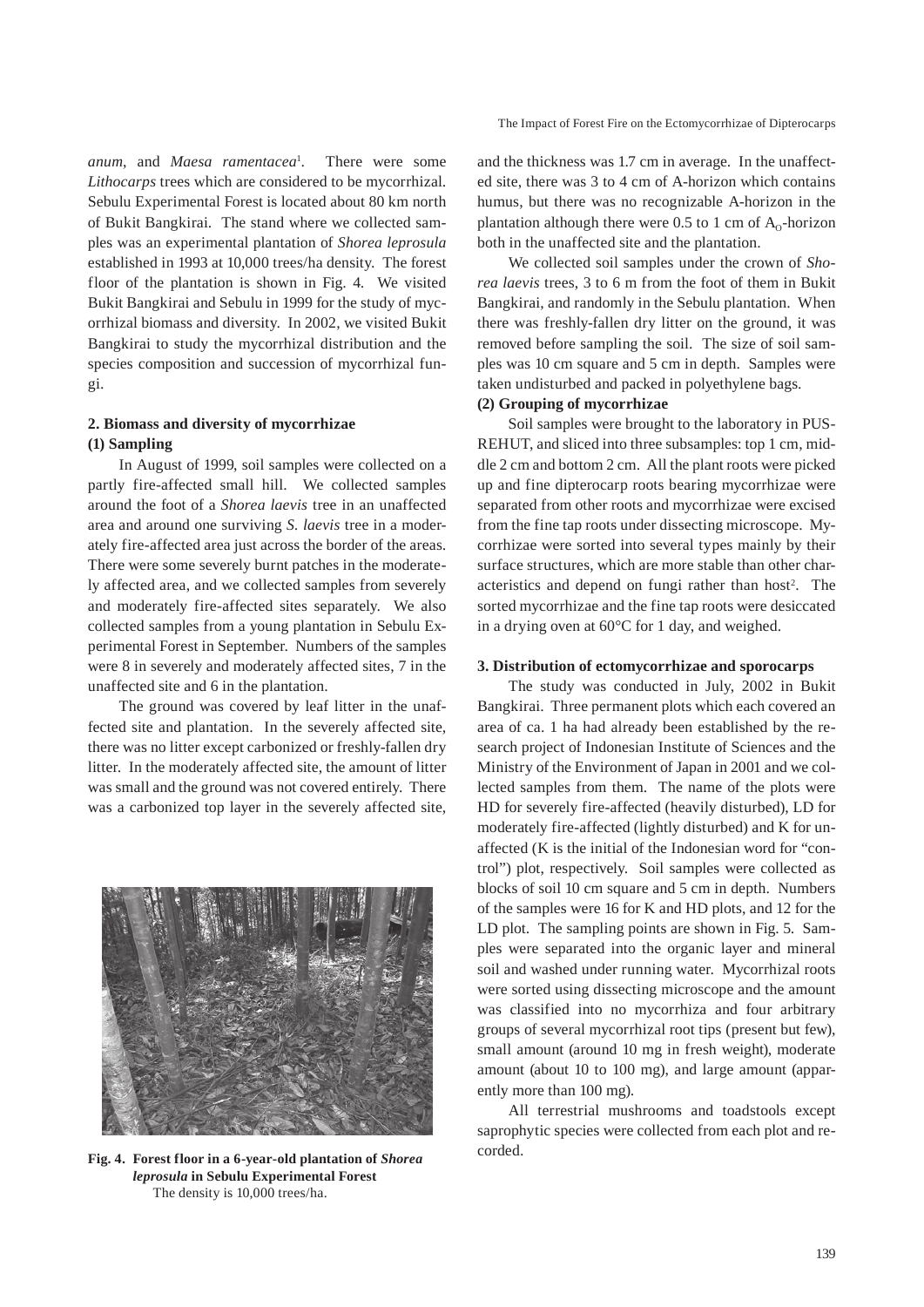*anum*, and *Maesa ramentacea*[1]. There were some *Lithocarps* trees which are considered to be mycorrhizal. Sebulu Experimental Forest is located about 80 km north of Bukit Bangkirai. The stand where we collected samples was an experimental plantation of *Shorea leprosula* established in 1993 at 10,000 trees/ha density. The forest floor of the plantation is shown in Fig. 4. We visited Bukit Bangkirai and Sebulu in 1999 for the study of mycorrhizal biomass and diversity. In 2002, we visited Bukit Bangkirai to study the mycorrhizal distribution and the species composition and succession of mycorrhizal fungi.

## 2. Biomass and diversity of mycorrhizae

### (1) Sampling

In August of 1999, soil samples were collected on a partly fire-affected small hill. We collected samples around the foot of a *Shorea laevis* tree in an unaffected area and around one surviving *S. laevis* tree in a moderately fire-affected area just across the border of the areas. There were some severely burnt patches in the moderately affected area, and we collected samples from severely and moderately fire-affected sites separately. We also collected samples from a young plantation in Sebulu Experimental Forest in September. Numbers of the samples were 8 in severely and moderately affected sites, 7 in the unaffected site and 6 in the plantation.

The ground was covered by leaf litter in the unaffected site and plantation. In the severely affected site, there was no litter except carbonized or freshly-fallen dry litter. In the moderately affected site, the amount of litter was small and the ground was not covered entirely. There was a carbonized top layer in the severely affected site,

**Fig. 4. Forest floor in a 6-year-old plantation of *Shorea leprosula* in Sebulu Experimental Forest**
The density is 10,000 trees/ha.

and the thickness was 1.7 cm in average. In the unaffected site, there was 3 to 4 cm of A-horizon which contains humus, but there was no recognizable A-horizon in the plantation although there were 0.5 to 1 cm of $A_O$-horizon both in the unaffected site and the plantation.

We collected soil samples under the crown of *Shorea laevis* trees, 3 to 6 m from the foot of them in Bukit Bangkirai, and randomly in the Sebulu plantation. When there was freshly-fallen dry litter on the ground, it was removed before sampling the soil. The size of soil samples was 10 cm square and 5 cm in depth. Samples were taken undisturbed and packed in polyethylene bags.

### (2) Grouping of mycorrhizae

Soil samples were brought to the laboratory in PUSREHUT, and sliced into three subsamples: top 1 cm, middle 2 cm and bottom 2 cm. All the plant roots were picked up and fine dipterocarp roots bearing mycorrhizae were separated from other roots and mycorrhizae were excised from the fine tap roots under dissecting microscope. Mycorrhizae were sorted into several types mainly by their surface structures, which are more stable than other characteristics and depend on fungi rather than host[2]. The sorted mycorrhizae and the fine tap roots were desiccated in a drying oven at 60°C for 1 day, and weighed.

## 3. Distribution of ectomycorrhizae and sporocarps

The study was conducted in July, 2002 in Bukit Bangkirai. Three permanent plots which each covered an area of ca. 1 ha had already been established by the research project of Indonesian Institute of Sciences and the Ministry of the Environment of Japan in 2001 and we collected samples from them. The name of the plots were HD for severely fire-affected (heavily disturbed), LD for moderately fire-affected (lightly disturbed) and K for unaffected (K is the initial of the Indonesian word for "control") plot, respectively. Soil samples were collected as blocks of soil 10 cm square and 5 cm in depth. Numbers of the samples were 16 for K and HD plots, and 12 for the LD plot. The sampling points are shown in Fig. 5. Samples were separated into the organic layer and mineral soil and washed under running water. Mycorrhizal roots were sorted using dissecting microscope and the amount was classified into no mycorrhiza and four arbitrary groups of several mycorrhizal root tips (present but few), small amount (around 10 mg in fresh weight), moderate amount (about 10 to 100 mg), and large amount (apparently more than 100 mg).

All terrestrial mushrooms and toadstools except saprophytic species were collected from each plot and recorded.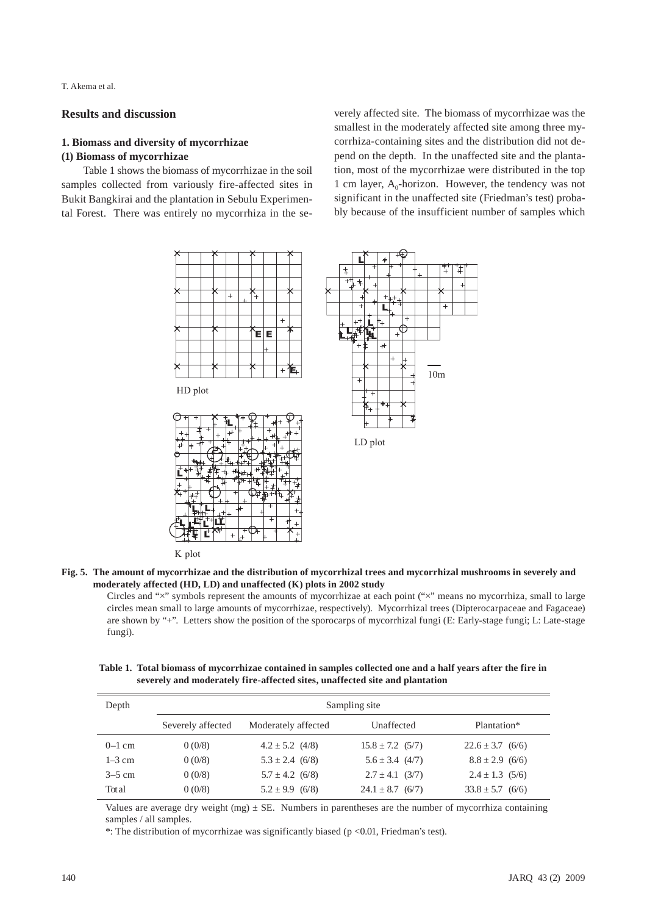## Results and discussion

### 1. Biomass and diversity of mycorrhizae

#### (1) Biomass of mycorrhizae

Table 1 shows the biomass of mycorrhizae in the soil samples collected from variously fire-affected sites in Bukit Bangkirai and the plantation in Sebulu Experimental Forest. There was entirely no mycorrhiza in the severely affected site. The biomass of mycorrhizae was the smallest in the moderately affected site among three mycorrhiza-containing sites and the distribution did not depend on the depth. In the unaffected site and the plantation, most of the mycorrhizae were distributed in the top 1 cm layer, $A_0$-horizon. However, the tendency was not significant in the unaffected site (Friedman's test) probably because of the insufficient number of samples which

**Fig. 5. The amount of mycorrhizae and the distribution of mycorrhizal trees and mycorrhizal mushrooms in severely and moderately affected (HD, LD) and unaffected (K) plots in 2002 study**

Circles and "×" symbols represent the amounts of mycorrhizae at each point ("×" means no mycorrhiza, small to large circles mean small to large amounts of mycorrhizae, respectively). Mycorrhizal trees (Dipterocarpaceae and Fagaceae) are shown by "+". Letters show the position of the sporocarps of mycorrhizal fungi (E: Early-stage fungi; L: Late-stage fungi).

**Table 1. Total biomass of mycorrhizae contained in samples collected one and a half years after the fire in severely and moderately fire-affected sites, unaffected site and plantation**

| Depth | Sampling site | | | |
|---|---|---|---|---|
| | Severely affected | Moderately affected | Unaffected | Plantation* |
| 0–1 cm | 0 (0/8) | 4.2 ± 5.2 (4/8) | 15.8 ± 7.2 (5/7) | 22.6 ± 3.7 (6/6) |
| 1–3 cm | 0 (0/8) | 5.3 ± 2.4 (6/8) | 5.6 ± 3.4 (4/7) | 8.8 ± 2.9 (6/6) |
| 3–5 cm | 0 (0/8) | 5.7 ± 4.2 (6/8) | 2.7 ± 4.1 (3/7) | 2.4 ± 1.3 (5/6) |
| Total | 0 (0/8) | 5.2 ± 9.9 (6/8) | 24.1 ± 8.7 (6/7) | 33.8 ± 5.7 (6/6) |

Values are average dry weight (mg) ± SE. Numbers in parentheses are the number of mycorrhiza containing samples / all samples.

*: The distribution of mycorrhizae was significantly biased ($p < 0.01$, Friedman's test).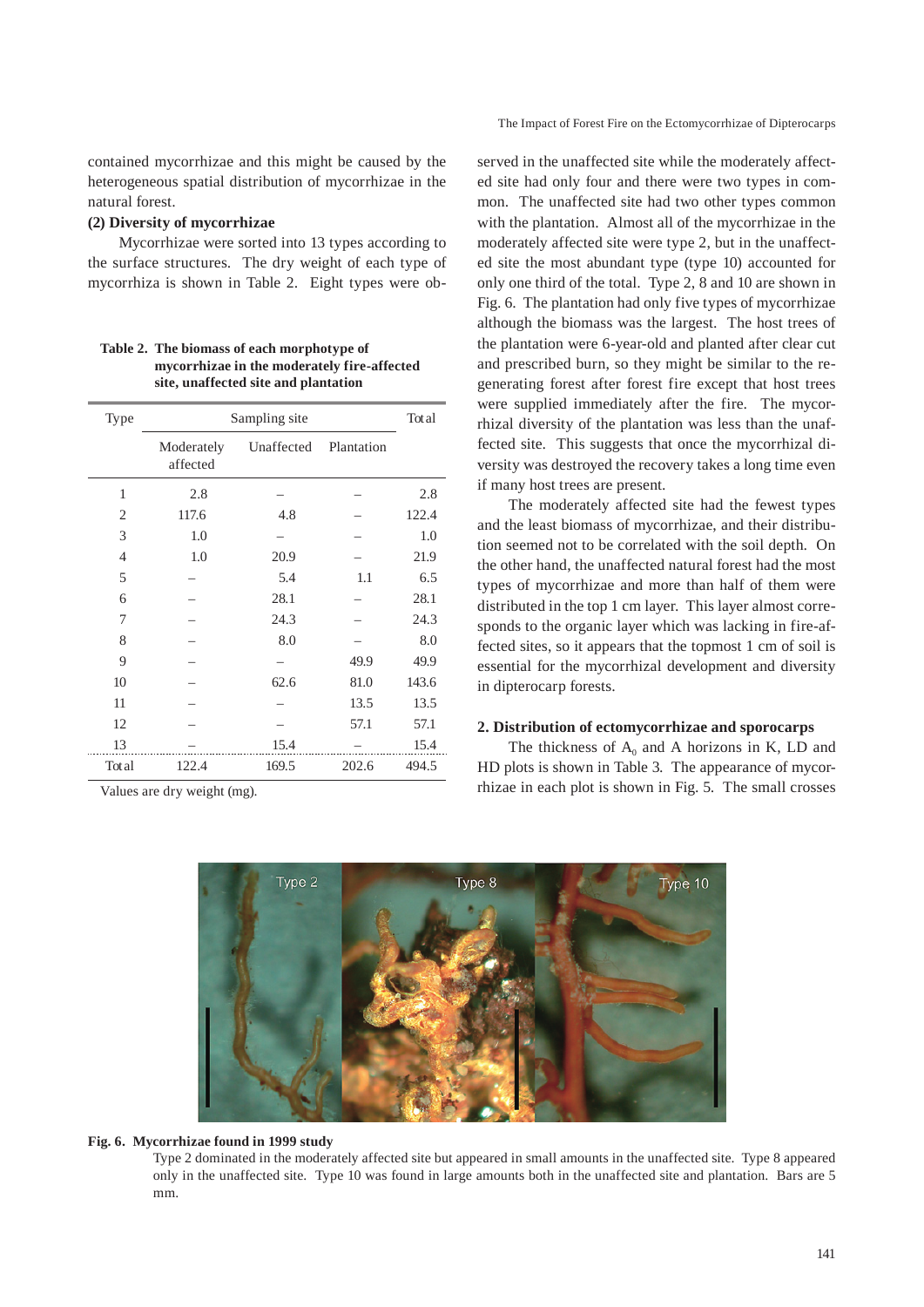contained mycorrhizae and this might be caused by the heterogeneous spatial distribution of mycorrhizae in the natural forest.

**(2) Diversity of mycorrhizae**

Mycorrhizae were sorted into 13 types according to the surface structures. The dry weight of each type of mycorrhiza is shown in Table 2. Eight types were observed in the unaffected site while the moderately affected site had only four and there were two types in common. The unaffected site had two other types common with the plantation. Almost all of the mycorrhizae in the moderately affected site were type 2, but in the unaffected site the most abundant type (type 10) accounted for only one third of the total. Type 2, 8 and 10 are shown in Fig. 6. The plantation had only five types of mycorrhizae although the biomass was the largest. The host trees of the plantation were 6-year-old and planted after clear cut and prescribed burn, so they might be similar to the regenerating forest after forest fire except that host trees were supplied immediately after the fire. The mycorrhizal diversity of the plantation was less than the unaffected site. This suggests that once the mycorrhizal diversity was destroyed the recovery takes a long time even if many host trees are present.

**Table 2. The biomass of each morphotype of mycorrhizae in the moderately fire-affected site, unaffected site and plantation**

| Type | Sampling site | | | Total |
|---|---|---|---|---|
| | Moderately affected | Unaffected | Plantation | |
| 1 | 2.8 | – | – | 2.8 |
| 2 | 117.6 | 4.8 | – | 122.4 |
| 3 | 1.0 | – | – | 1.0 |
| 4 | 1.0 | 20.9 | – | 21.9 |
| 5 | – | 5.4 | 1.1 | 6.5 |
| 6 | – | 28.1 | – | 28.1 |
| 7 | – | 24.3 | – | 24.3 |
| 8 | – | 8.0 | – | 8.0 |
| 9 | – | – | 49.9 | 49.9 |
| 10 | – | 62.6 | 81.0 | 143.6 |
| 11 | – | – | 13.5 | 13.5 |
| 12 | – | – | 57.1 | 57.1 |
| 13 | – | 15.4 | – | 15.4 |
| Total | 122.4 | 169.5 | 202.6 | 494.5 |

Values are dry weight (mg).

The moderately affected site had the fewest types and the least biomass of mycorrhizae, and their distribution seemed not to be correlated with the soil depth. On the other hand, the unaffected natural forest had the most types of mycorrhizae and more than half of them were distributed in the top 1 cm layer. This layer almost corresponds to the organic layer which was lacking in fire-affected sites, so it appears that the topmost 1 cm of soil is essential for the mycorrhizal development and diversity in dipterocarp forests.

## 2. Distribution of ectomycorrhizae and sporocarps

The thickness of $A_0$ and A horizons in K, LD and HD plots is shown in Table 3. The appearance of mycorrhizae in each plot is shown in Fig. 5. The small crosses

**Fig. 6. Mycorrhizae found in 1999 study**

Type 2 dominated in the moderately affected site but appeared in small amounts in the unaffected site. Type 8 appeared only in the unaffected site. Type 10 was found in large amounts both in the unaffected site and plantation. Bars are 5 mm.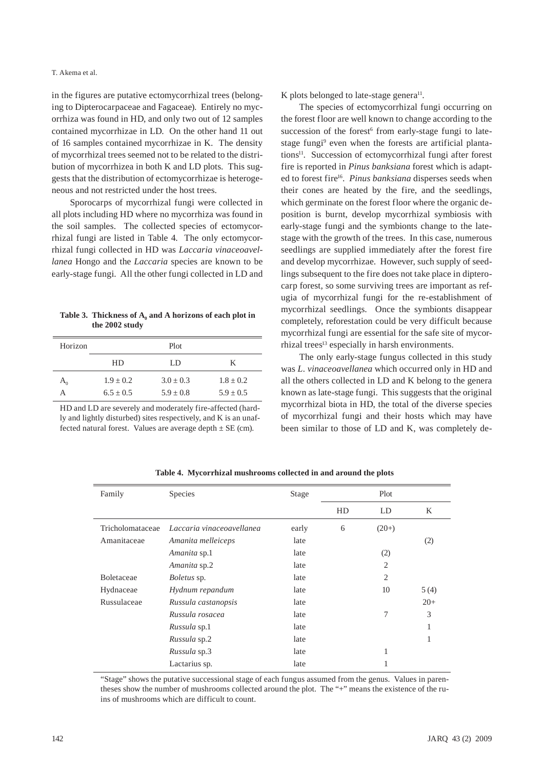in the figures are putative ectomycorrhizal trees (belonging to Dipterocarpaceae and Fagaceae). Entirely no mycorrhiza was found in HD, and only two out of 12 samples contained mycorrhiza in LD. On the other hand 11 out of 16 samples contained mycorrhizae in K. The density of mycorrhizal trees seemed not to be related to the distribution of mycorrhizea in both K and LD plots. This suggests that the distribution of ectomycorrhizae is heterogeneous and not restricted under the host trees.

Sporocarps of mycorrhizal fungi were collected in all plots including HD where no mycorrhiza was found in the soil samples. The collected species of ectomycorrhizal fungi are listed in Table 4. The only ectomycorrhizal fungi collected in HD was *Laccaria vinaceoavellanea* Hongo and the *Laccaria* species are known to be early-stage fungi. All the other fungi collected in LD and K plots belonged to late-stage genera[11].

**Table 3. Thickness of $A_0$ and A horizons of each plot in the 2002 study**

| Horizon | Plot | | |
|---|---|---|---|
| | HD | LD | K |
| $A_0$ | 1.9 ± 0.2 | 3.0 ± 0.3 | 1.8 ± 0.2 |
| A | 6.5 ± 0.5 | 5.9 ± 0.8 | 5.9 ± 0.5 |

HD and LD are severely and moderately fire-affected (hardly and lightly disturbed) sites respectively, and K is an unaffected natural forest. Values are average depth ± SE (cm).

The species of ectomycorrhizal fungi occurring on the forest floor are well known to change according to the succession of the forest[6] from early-stage fungi to late-stage fungi[9] even when the forests are artificial plantations[11]. Succession of ectomycorrhizal fungi after forest fire is reported in *Pinus banksiana* forest which is adapted to forest fire[16]. *Pinus banksiana* disperses seeds when their cones are heated by the fire, and the seedlings, which germinate on the forest floor where the organic deposition is burnt, develop mycorrhizal symbiosis with early-stage fungi and the symbionts change to the late-stage with the growth of the trees. In this case, numerous seedlings are supplied immediately after the forest fire and develop mycorrhizae. However, such supply of seedlings subsequent to the fire does not take place in dipterocarp forest, so some surviving trees are important as refugia of mycorrhizal fungi for the re-establishment of mycorrhizal seedlings. Once the symbionts disappear completely, reforestation could be very difficult because mycorrhizal fungi are essential for the safe site of mycorrhizal trees[13] especially in harsh environments.

The only early-stage fungus collected in this study was *L. vinaceoavellanea* which occurred only in HD and all the others collected in LD and K belong to the genera known as late-stage fungi. This suggests that the original mycorrhizal biota in HD, the total of the diverse species of mycorrhizal fungi and their hosts which may have been similar to those of LD and K, was completely de-

**Table 4. Mycorrhizal mushrooms collected in and around the plots**

| Family | Species | Stage | Plot | | |
|---|---|---|---|---|---|
| | | | HD | LD | K |
| Tricholomataceae | *Laccaria vinaceoavellanea* | early | 6 | (20+) | |
| Amanitaceae | *Amanita melleiceps* | late | | | (2) |
| | *Amanita* sp.1 | late | | (2) | |
| | *Amanita* sp.2 | late | | 2 | |
| Boletaceae | *Boletus* sp. | late | | 2 | |
| Hydnaceae | *Hydnum repandum* | late | | 10 | 5 (4) |
| Russulaceae | *Russula castanopsis* | late | | | 20+ |
| | *Russula rosacea* | late | | 7 | 3 |
| | *Russula* sp.1 | late | | | 1 |
| | *Russula* sp.2 | late | | | 1 |
| | *Russula* sp.3 | late | | 1 | |
| | Lactarius sp. | late | | 1 | |

"Stage" shows the putative successional stage of each fungus assumed from the genus. Values in parentheses show the number of mushrooms collected around the plot. The "+" means the existence of the ruins of mushrooms which are difficult to count.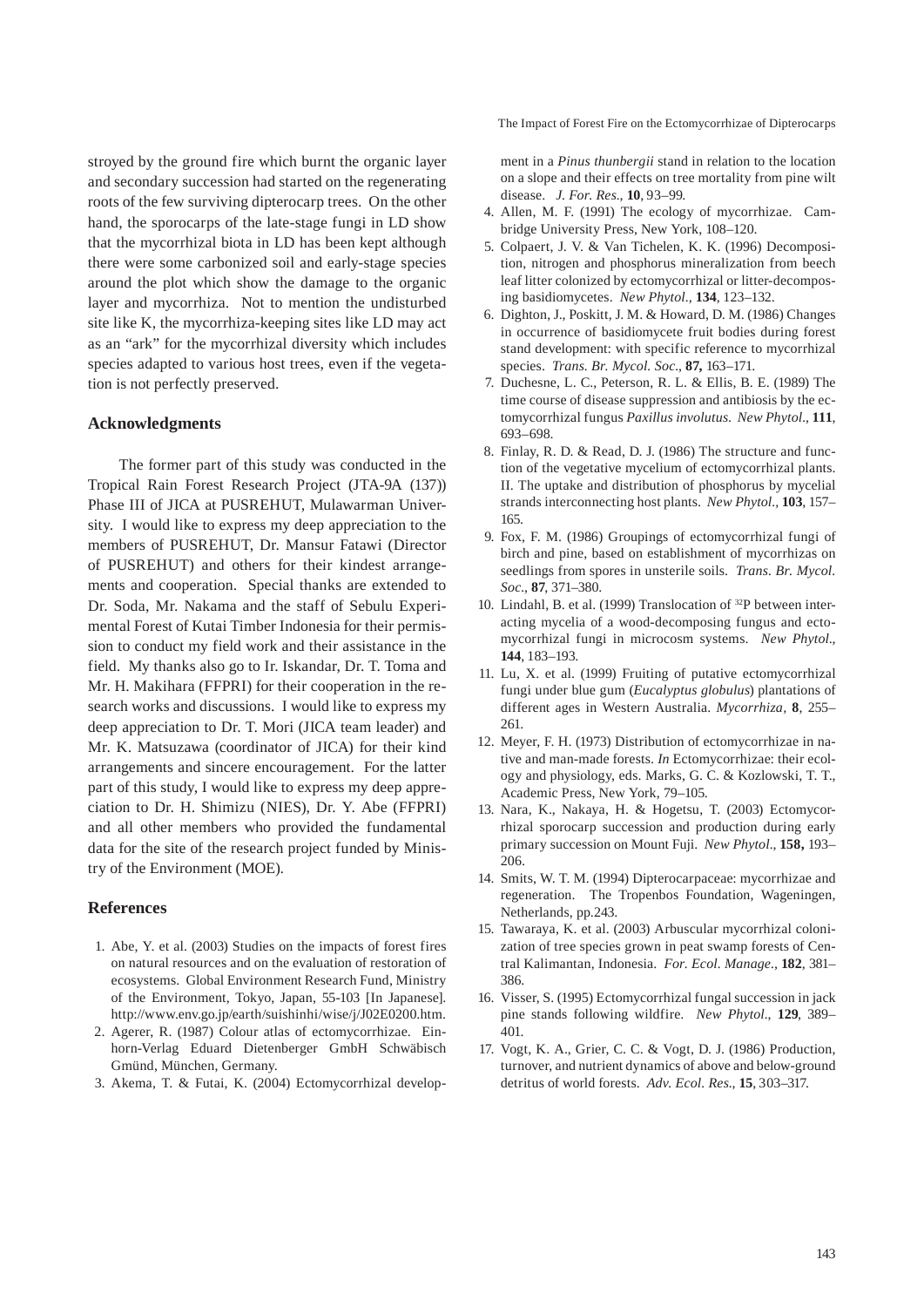stroyed by the ground fire which burnt the organic layer and secondary succession had started on the regenerating roots of the few surviving dipterocarp trees. On the other hand, the sporocarps of the late-stage fungi in LD show that the mycorrhizal biota in LD has been kept although there were some carbonized soil and early-stage species around the plot which show the damage to the organic layer and mycorrhiza. Not to mention the undisturbed site like K, the mycorrhiza-keeping sites like LD may act as an "ark" for the mycorrhizal diversity which includes species adapted to various host trees, even if the vegetation is not perfectly preserved.

## Acknowledgments

The former part of this study was conducted in the Tropical Rain Forest Research Project (JTA-9A (137)) Phase III of JICA at PUSREHUT, Mulawarman University. I would like to express my deep appreciation to the members of PUSREHUT, Dr. Mansur Fatawi (Director of PUSREHUT) and others for their kindest arrangements and cooperation. Special thanks are extended to Dr. Soda, Mr. Nakama and the staff of Sebulu Experimental Forest of Kutai Timber Indonesia for their permission to conduct my field work and their assistance in the field. My thanks also go to Ir. Iskandar, Dr. T. Toma and Mr. H. Makihara (FFPRI) for their cooperation in the research works and discussions. I would like to express my deep appreciation to Dr. T. Mori (JICA team leader) and Mr. K. Matsuzawa (coordinator of JICA) for their kind arrangements and sincere encouragement. For the latter part of this study, I would like to express my deep appreciation to Dr. H. Shimizu (NIES), Dr. Y. Abe (FFPRI) and all other members who provided the fundamental data for the site of the research project funded by Ministry of the Environment (MOE).

## References

1. Abe, Y. et al. (2003) Studies on the impacts of forest fires on natural resources and on the evaluation of restoration of ecosystems. Global Environment Research Fund, Ministry of the Environment, Tokyo, Japan, 55-103 [In Japanese]. http://www.env.go.jp/earth/suishinhi/wise/j/J02E0200.htm.
2. Agerer, R. (1987) Colour atlas of ectomycorrhizae. Einhorn-Verlag Eduard Dietenberger GmbH Schwäbisch Gmünd, München, Germany.
3. Akema, T. & Futai, K. (2004) Ectomycorrhizal development in a *Pinus thunbergii* stand in relation to the location on a slope and their effects on tree mortality from pine wilt disease. *J. For. Res.*, **10**, 93–99.
4. Allen, M. F. (1991) The ecology of mycorrhizae. Cambridge University Press, New York, 108–120.
5. Colpaert, J. V. & Van Tichelen, K. K. (1996) Decomposition, nitrogen and phosphorus mineralization from beech leaf litter colonized by ectomycorrhizal or litter-decomposing basidiomycetes. *New Phytol.*, **134**, 123–132.
6. Dighton, J., Poskitt, J. M. & Howard, D. M. (1986) Changes in occurrence of basidiomycete fruit bodies during forest stand development: with specific reference to mycorrhizal species. *Trans. Br. Mycol. Soc.*, **87,** 163–171.
7. Duchesne, L. C., Peterson, R. L. & Ellis, B. E. (1989) The time course of disease suppression and antibiosis by the ectomycorrhizal fungus *Paxillus involutus*. *New Phytol.*, **111**, 693–698.
8. Finlay, R. D. & Read, D. J. (1986) The structure and function of the vegetative mycelium of ectomycorrhizal plants. II. The uptake and distribution of phosphorus by mycelial strands interconnecting host plants. *New Phytol.*, **103**, 157–165.
9. Fox, F. M. (1986) Groupings of ectomycorrhizal fungi of birch and pine, based on establishment of mycorrhizas on seedlings from spores in unsterile soils. *Trans. Br. Mycol. Soc.*, **87**, 371–380.
10. Lindahl, B. et al. (1999) Translocation of $^{32}P$ between interacting mycelia of a wood-decomposing fungus and ectomycorrhizal fungi in microcosm systems. *New Phytol.*, **144**, 183–193.
11. Lu, X. et al. (1999) Fruiting of putative ectomycorrhizal fungi under blue gum (*Eucalyptus globulus*) plantations of different ages in Western Australia. *Mycorrhiza*, **8**, 255–261.
12. Meyer, F. H. (1973) Distribution of ectomycorrhizae in native and man-made forests. *In* Ectomycorrhizae: their ecology and physiology, eds. Marks, G. C. & Kozlowski, T. T., Academic Press, New York, 79–105.
13. Nara, K., Nakaya, H. & Hogetsu, T. (2003) Ectomycorrhizal sporocarp succession and production during early primary succession on Mount Fuji. *New Phytol.*, **158,** 193–206.
14. Smits, W. T. M. (1994) Dipterocarpaceae: mycorrhizae and regeneration. The Tropenbos Foundation, Wageningen, Netherlands, pp.243.
15. Tawaraya, K. et al. (2003) Arbuscular mycorrhizal colonization of tree species grown in peat swamp forests of Central Kalimantan, Indonesia. *For. Ecol. Manage.*, **182**, 381–386.
16. Visser, S. (1995) Ectomycorrhizal fungal succession in jack pine stands following wildfire. *New Phytol.*, **129**, 389–401.
17. Vogt, K. A., Grier, C. C. & Vogt, D. J. (1986) Production, turnover, and nutrient dynamics of above and below-ground detritus of world forests. *Adv. Ecol. Res.*, **15**, 303–317.